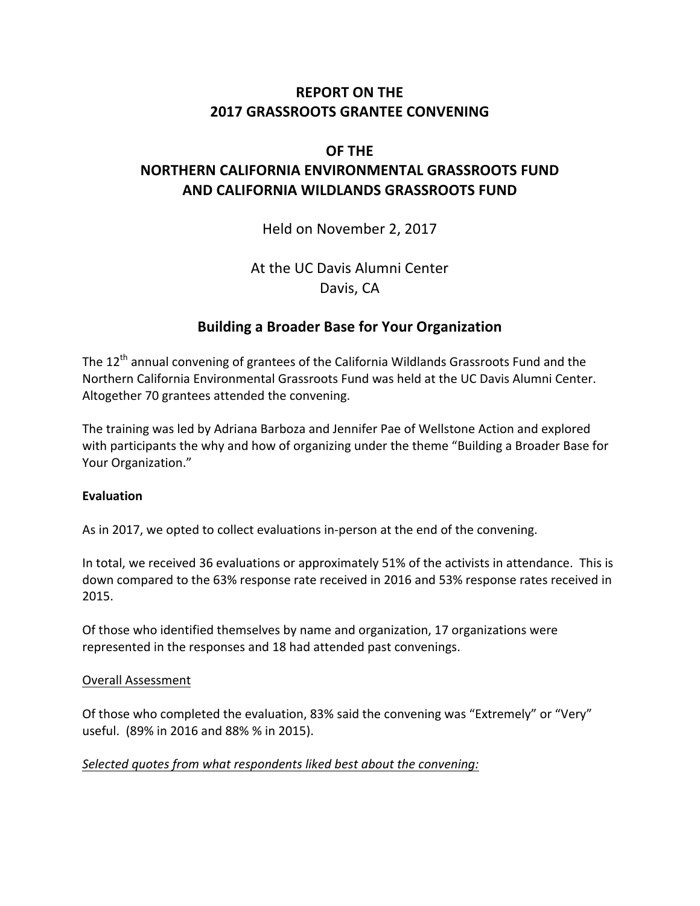# REPORT ON THE 2017 GRASSROOTS GRANTEE CONVENING

# OF THE NORTHERN CALIFORNIA ENVIRONMENTAL GRASSROOTS FUND AND CALIFORNIA WILDLANDS GRASSROOTS FUND

Held on November 2, 2017

At the UC Davis Alumni Center
Davis, CA

## Building a Broader Base for Your Organization

The 12th annual convening of grantees of the California Wildlands Grassroots Fund and the Northern California Environmental Grassroots Fund was held at the UC Davis Alumni Center. Altogether 70 grantees attended the convening.

The training was led by Adriana Barboza and Jennifer Pae of Wellstone Action and explored with participants the why and how of organizing under the theme "Building a Broader Base for Your Organization."

**Evaluation**

As in 2017, we opted to collect evaluations in-person at the end of the convening.

In total, we received 36 evaluations or approximately 51% of the activists in attendance. This is down compared to the 63% response rate received in 2016 and 53% response rates received in 2015.

Of those who identified themselves by name and organization, 17 organizations were represented in the responses and 18 had attended past convenings.

<u>Overall Assessment</u>

Of those who completed the evaluation, 83% said the convening was "Extremely" or "Very" useful. (89% in 2016 and 88% % in 2015).

*<u>Selected quotes from what respondents liked best about the convening:</u>*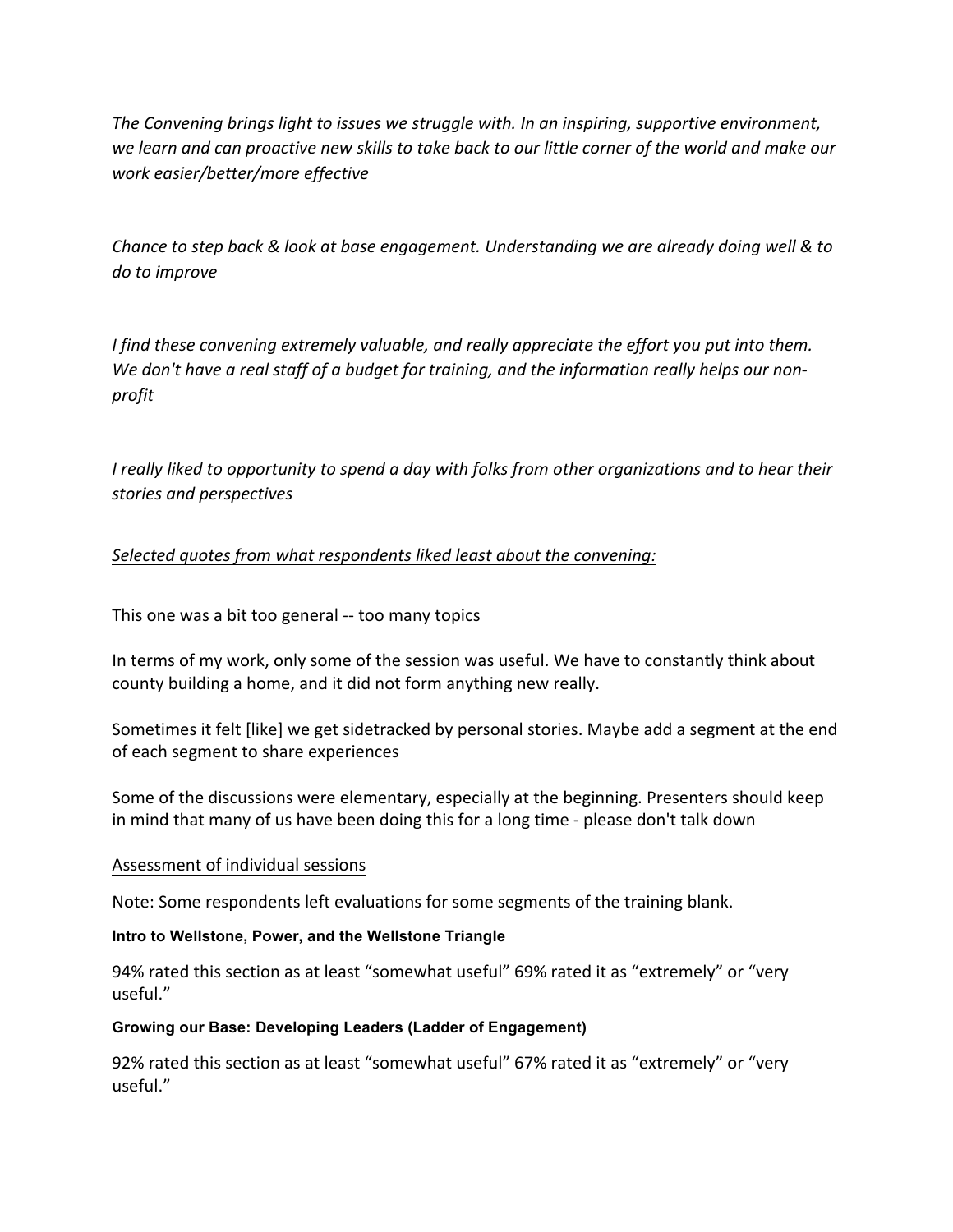*The Convening brings light to issues we struggle with. In an inspiring, supportive environment, we learn and can proactive new skills to take back to our little corner of the world and make our work easier/better/more effective*

*Chance to step back & look at base engagement. Understanding we are already doing well & to do to improve*

*I find these convening extremely valuable, and really appreciate the effort you put into them. We don't have a real staff of a budget for training, and the information really helps our non-profit*

*I really liked to opportunity to spend a day with folks from other organizations and to hear their stories and perspectives*

<u>*Selected quotes from what respondents liked least about the convening:*</u>

This one was a bit too general -- too many topics

In terms of my work, only some of the session was useful. We have to constantly think about county building a home, and it did not form anything new really.

Sometimes it felt [like] we get sidetracked by personal stories. Maybe add a segment at the end of each segment to share experiences

Some of the discussions were elementary, especially at the beginning. Presenters should keep in mind that many of us have been doing this for a long time - please don't talk down

<u>Assessment of individual sessions</u>

Note: Some respondents left evaluations for some segments of the training blank.

**Intro to Wellstone, Power, and the Wellstone Triangle**

94% rated this section as at least "somewhat useful" 69% rated it as "extremely" or "very useful."

**Growing our Base: Developing Leaders (Ladder of Engagement)**

92% rated this section as at least "somewhat useful" 67% rated it as "extremely" or "very useful."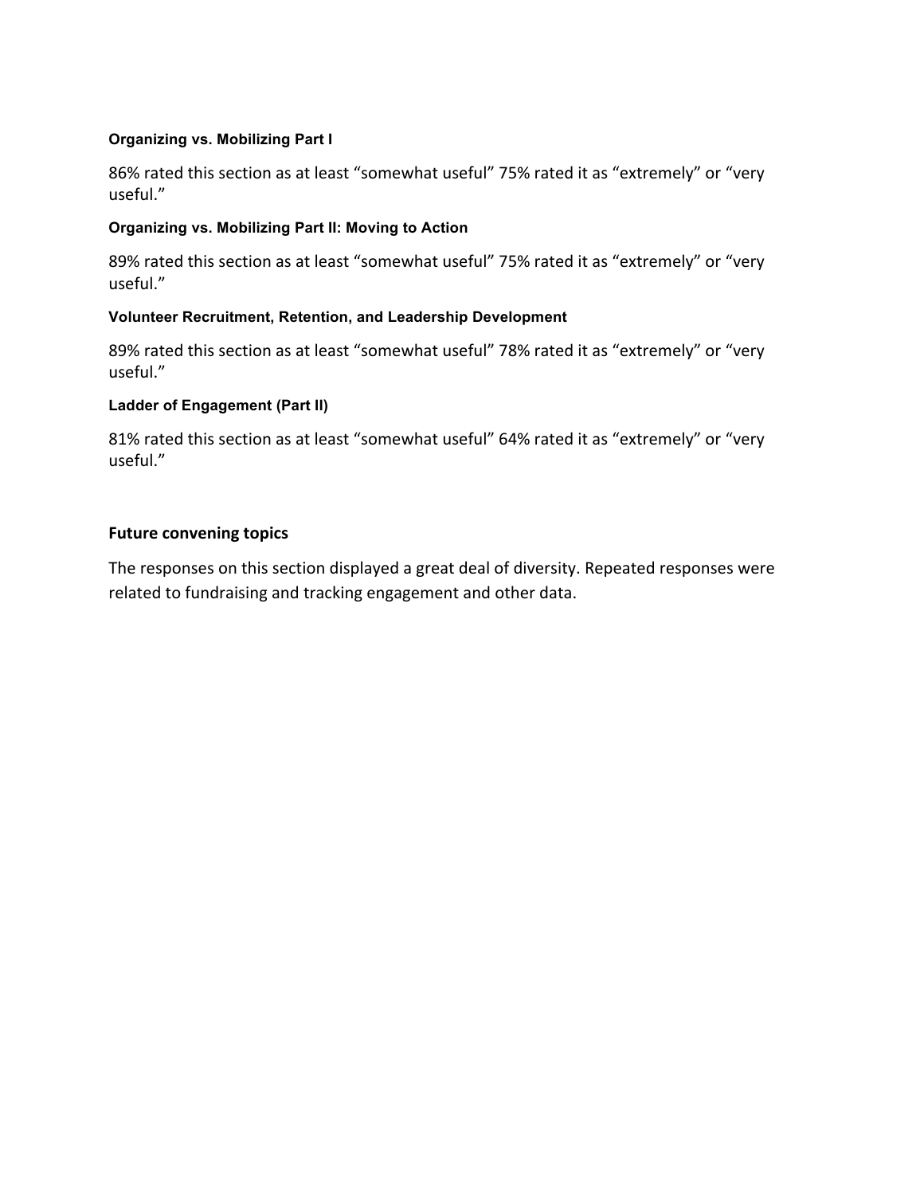#### Organizing vs. Mobilizing Part I

86% rated this section as at least "somewhat useful" 75% rated it as "extremely" or "very useful."

#### Organizing vs. Mobilizing Part II: Moving to Action

89% rated this section as at least "somewhat useful" 75% rated it as "extremely" or "very useful."

#### Volunteer Recruitment, Retention, and Leadership Development

89% rated this section as at least "somewhat useful" 78% rated it as "extremely" or "very useful."

#### Ladder of Engagement (Part II)

81% rated this section as at least "somewhat useful" 64% rated it as "extremely" or "very useful."

### Future convening topics

The responses on this section displayed a great deal of diversity. Repeated responses were related to fundraising and tracking engagement and other data.